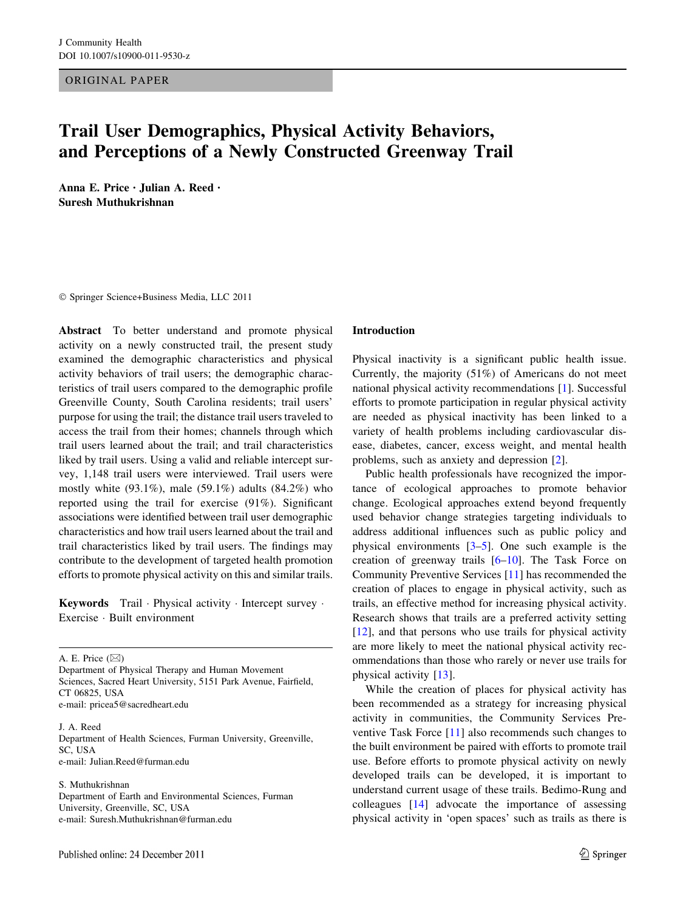ORIGINAL PAPER

# Trail User Demographics, Physical Activity Behaviors, and Perceptions of a Newly Constructed Greenway Trail

**Anna E. Price · Julian A. Reed · Suresh Muthukrishnan**

© Springer Science+Business Media, LLC 2011

**Abstract** To better understand and promote physical activity on a newly constructed trail, the present study examined the demographic characteristics and physical activity behaviors of trail users; the demographic characteristics of trail users compared to the demographic profile Greenville County, South Carolina residents; trail users' purpose for using the trail; the distance trail users traveled to access the trail from their homes; channels through which trail users learned about the trail; and trail characteristics liked by trail users. Using a valid and reliable intercept survey, 1,148 trail users were interviewed. Trail users were mostly white (93.1%), male (59.1%) adults (84.2%) who reported using the trail for exercise (91%). Significant associations were identified between trail user demographic characteristics and how trail users learned about the trail and trail characteristics liked by trail users. The findings may contribute to the development of targeted health promotion efforts to promote physical activity on this and similar trails.

**Keywords** Trail · Physical activity · Intercept survey · Exercise · Built environment

A. E. Price (✉)
Department of Physical Therapy and Human Movement Sciences, Sacred Heart University, 5151 Park Avenue, Fairfield, CT 06825, USA
e-mail: pricea5@sacredheart.edu

J. A. Reed
Department of Health Sciences, Furman University, Greenville, SC, USA
e-mail: Julian.Reed@furman.edu

S. Muthukrishnan
Department of Earth and Environmental Sciences, Furman University, Greenville, SC, USA
e-mail: Suresh.Muthukrishnan@furman.edu

## Introduction

Physical inactivity is a significant public health issue. Currently, the majority (51%) of Americans do not meet national physical activity recommendations [1]. Successful efforts to promote participation in regular physical activity are needed as physical inactivity has been linked to a variety of health problems including cardiovascular disease, diabetes, cancer, excess weight, and mental health problems, such as anxiety and depression [2].

Public health professionals have recognized the importance of ecological approaches to promote behavior change. Ecological approaches extend beyond frequently used behavior change strategies targeting individuals to address additional influences such as public policy and physical environments [3–5]. One such example is the creation of greenway trails [6–10]. The Task Force on Community Preventive Services [11] has recommended the creation of places to engage in physical activity, such as trails, an effective method for increasing physical activity. Research shows that trails are a preferred activity setting [12], and that persons who use trails for physical activity are more likely to meet the national physical activity recommendations than those who rarely or never use trails for physical activity [13].

While the creation of places for physical activity has been recommended as a strategy for increasing physical activity in communities, the Community Services Preventive Task Force [11] also recommends such changes to the built environment be paired with efforts to promote trail use. Before efforts to promote physical activity on newly developed trails can be developed, it is important to understand current usage of these trails. Bedimo-Rung and colleagues [14] advocate the importance of assessing physical activity in 'open spaces' such as trails as there is

Published online: 24 December 2011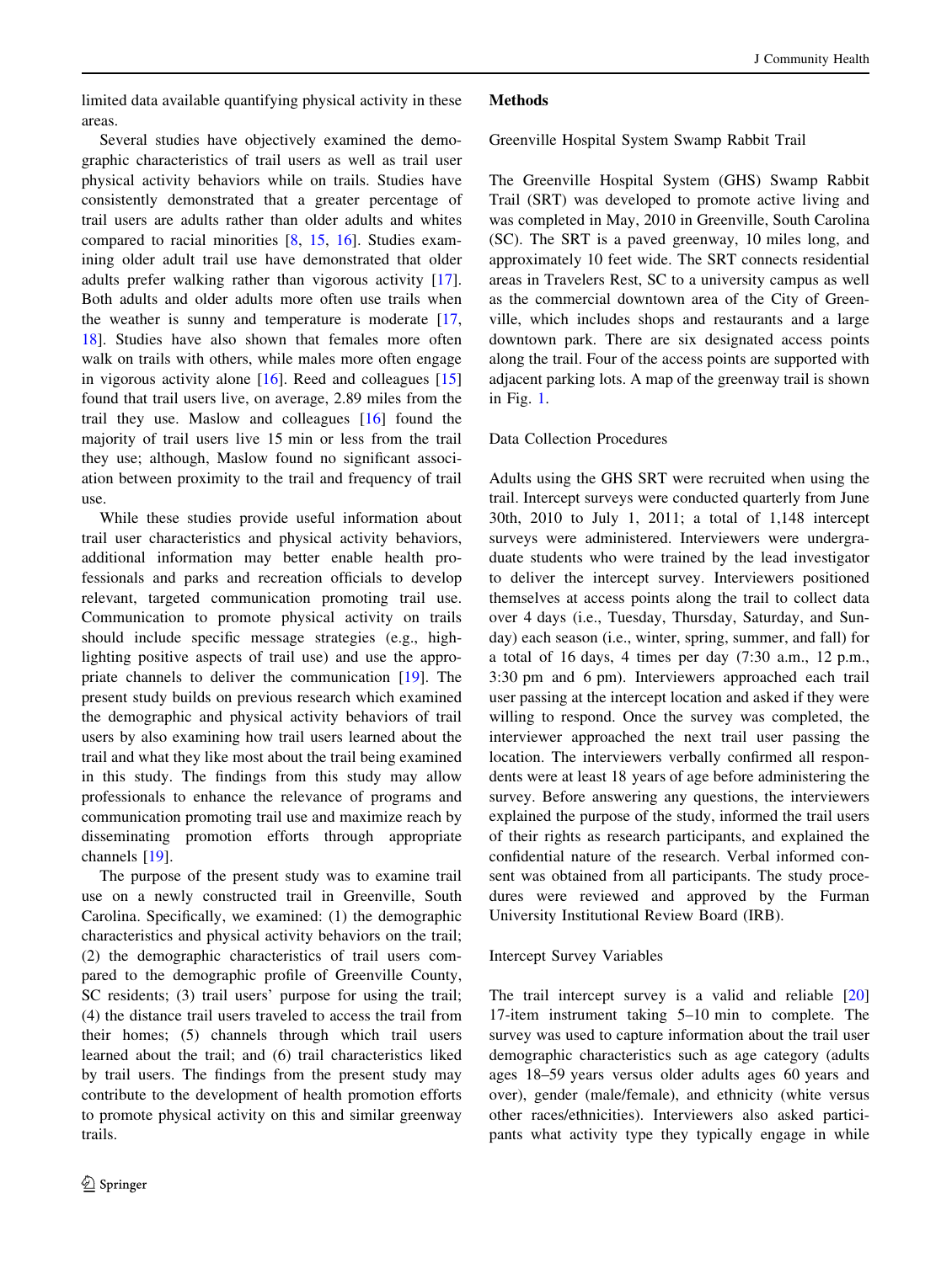limited data available quantifying physical activity in these areas.

Several studies have objectively examined the demographic characteristics of trail users as well as trail user physical activity behaviors while on trails. Studies have consistently demonstrated that a greater percentage of trail users are adults rather than older adults and whites compared to racial minorities [8, 15, 16]. Studies examining older adult trail use have demonstrated that older adults prefer walking rather than vigorous activity [17]. Both adults and older adults more often use trails when the weather is sunny and temperature is moderate [17, 18]. Studies have also shown that females more often walk on trails with others, while males more often engage in vigorous activity alone [16]. Reed and colleagues [15] found that trail users live, on average, 2.89 miles from the trail they use. Maslow and colleagues [16] found the majority of trail users live 15 min or less from the trail they use; although, Maslow found no significant association between proximity to the trail and frequency of trail use.

While these studies provide useful information about trail user characteristics and physical activity behaviors, additional information may better enable health professionals and parks and recreation officials to develop relevant, targeted communication promoting trail use. Communication to promote physical activity on trails should include specific message strategies (e.g., highlighting positive aspects of trail use) and use the appropriate channels to deliver the communication [19]. The present study builds on previous research which examined the demographic and physical activity behaviors of trail users by also examining how trail users learned about the trail and what they like most about the trail being examined in this study. The findings from this study may allow professionals to enhance the relevance of programs and communication promoting trail use and maximize reach by disseminating promotion efforts through appropriate channels [19].

The purpose of the present study was to examine trail use on a newly constructed trail in Greenville, South Carolina. Specifically, we examined: (1) the demographic characteristics and physical activity behaviors on the trail; (2) the demographic characteristics of trail users compared to the demographic profile of Greenville County, SC residents; (3) trail users' purpose for using the trail; (4) the distance trail users traveled to access the trail from their homes; (5) channels through which trail users learned about the trail; and (6) trail characteristics liked by trail users. The findings from the present study may contribute to the development of health promotion efforts to promote physical activity on this and similar greenway trails.

## Methods

### Greenville Hospital System Swamp Rabbit Trail

The Greenville Hospital System (GHS) Swamp Rabbit Trail (SRT) was developed to promote active living and was completed in May, 2010 in Greenville, South Carolina (SC). The SRT is a paved greenway, 10 miles long, and approximately 10 feet wide. The SRT connects residential areas in Travelers Rest, SC to a university campus as well as the commercial downtown area of the City of Greenville, which includes shops and restaurants and a large downtown park. There are six designated access points along the trail. Four of the access points are supported with adjacent parking lots. A map of the greenway trail is shown in Fig. 1.

### Data Collection Procedures

Adults using the GHS SRT were recruited when using the trail. Intercept surveys were conducted quarterly from June 30th, 2010 to July 1, 2011; a total of 1,148 intercept surveys were administered. Interviewers were undergraduate students who were trained by the lead investigator to deliver the intercept survey. Interviewers positioned themselves at access points along the trail to collect data over 4 days (i.e., Tuesday, Thursday, Saturday, and Sunday) each season (i.e., winter, spring, summer, and fall) for a total of 16 days, 4 times per day (7:30 a.m., 12 p.m., 3:30 pm and 6 pm). Interviewers approached each trail user passing at the intercept location and asked if they were willing to respond. Once the survey was completed, the interviewer approached the next trail user passing the location. The interviewers verbally confirmed all respondents were at least 18 years of age before administering the survey. Before answering any questions, the interviewers explained the purpose of the study, informed the trail users of their rights as research participants, and explained the confidential nature of the research. Verbal informed consent was obtained from all participants. The study procedures were reviewed and approved by the Furman University Institutional Review Board (IRB).

### Intercept Survey Variables

The trail intercept survey is a valid and reliable [20] 17-item instrument taking 5–10 min to complete. The survey was used to capture information about the trail user demographic characteristics such as age category (adults ages 18–59 years versus older adults ages 60 years and over), gender (male/female), and ethnicity (white versus other races/ethnicities). Interviewers also asked participants what activity type they typically engage in while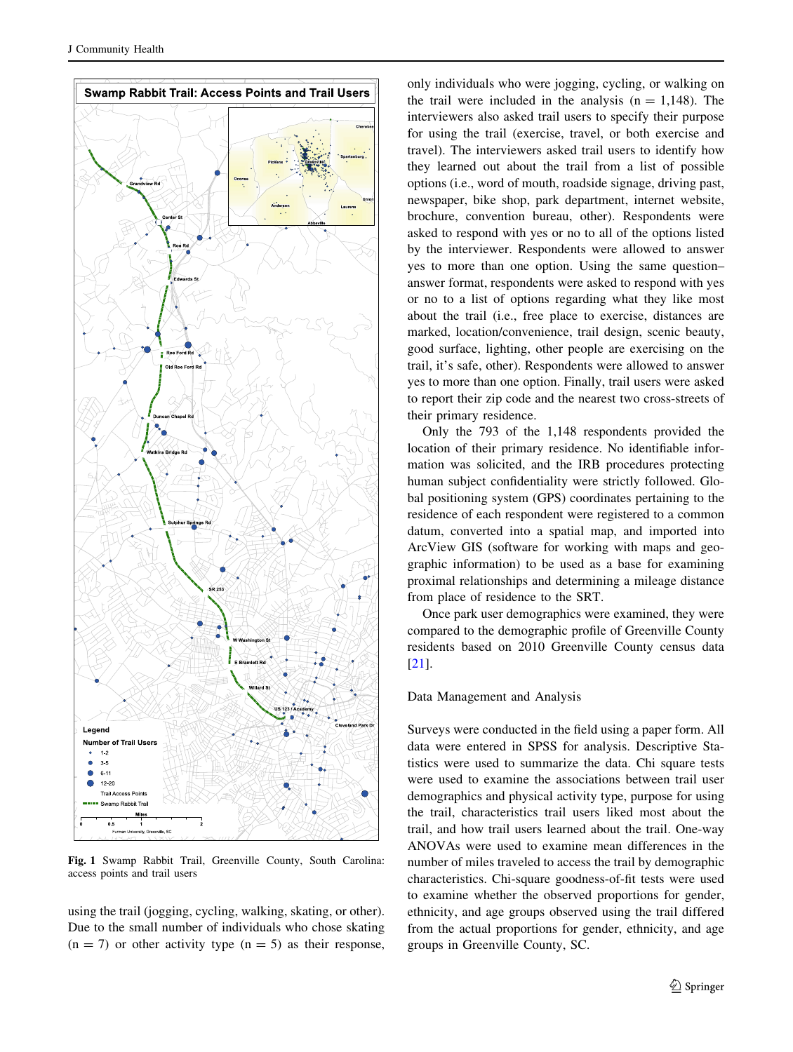Fig. 1 Swamp Rabbit Trail, Greenville County, South Carolina: access points and trail users

using the trail (jogging, cycling, walking, skating, or other). Due to the small number of individuals who chose skating (n = 7) or other activity type (n = 5) as their response, only individuals who were jogging, cycling, or walking on the trail were included in the analysis (n = 1,148). The interviewers also asked trail users to specify their purpose for using the trail (exercise, travel, or both exercise and travel). The interviewers asked trail users to identify how they learned out about the trail from a list of possible options (i.e., word of mouth, roadside signage, driving past, newspaper, bike shop, park department, internet website, brochure, convention bureau, other). Respondents were asked to respond with yes or no to all of the options listed by the interviewer. Respondents were allowed to answer yes to more than one option. Using the same question–answer format, respondents were asked to respond with yes or no to a list of options regarding what they like most about the trail (i.e., free place to exercise, distances are marked, location/convenience, trail design, scenic beauty, good surface, lighting, other people are exercising on the trail, it's safe, other). Respondents were allowed to answer yes to more than one option. Finally, trail users were asked to report their zip code and the nearest two cross-streets of their primary residence.

Only the 793 of the 1,148 respondents provided the location of their primary residence. No identifiable information was solicited, and the IRB procedures protecting human subject confidentiality were strictly followed. Global positioning system (GPS) coordinates pertaining to the residence of each respondent were registered to a common datum, converted into a spatial map, and imported into ArcView GIS (software for working with maps and geographic information) to be used as a base for examining proximal relationships and determining a mileage distance from place of residence to the SRT.

Once park user demographics were examined, they were compared to the demographic profile of Greenville County residents based on 2010 Greenville County census data [21].

## Data Management and Analysis

Surveys were conducted in the field using a paper form. All data were entered in SPSS for analysis. Descriptive Statistics were used to summarize the data. Chi square tests were used to examine the associations between trail user demographics and physical activity type, purpose for using the trail, characteristics trail users liked most about the trail, and how trail users learned about the trail. One-way ANOVAs were used to examine mean differences in the number of miles traveled to access the trail by demographic characteristics. Chi-square goodness-of-fit tests were used to examine whether the observed proportions for gender, ethnicity, and age groups observed using the trail differed from the actual proportions for gender, ethnicity, and age groups in Greenville County, SC.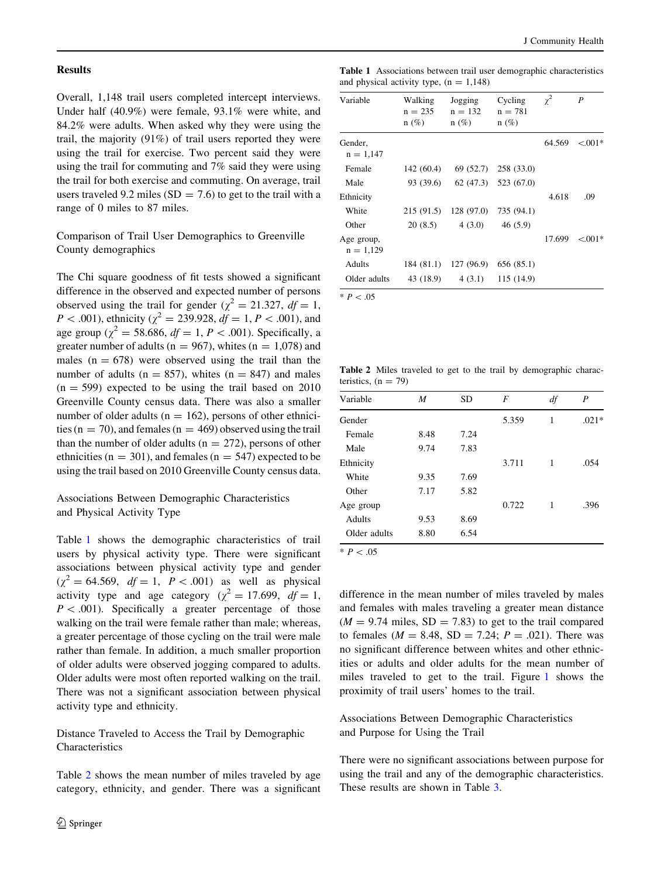## Results

Overall, 1,148 trail users completed intercept interviews. Under half (40.9%) were female, 93.1% were white, and 84.2% were adults. When asked why they were using the trail, the majority (91%) of trail users reported they were using the trail for exercise. Two percent said they were using the trail for commuting and 7% said they were using the trail for both exercise and commuting. On average, trail users traveled 9.2 miles (SD = 7.6) to get to the trail with a range of 0 miles to 87 miles.

### Comparison of Trail User Demographics to Greenville County demographics

The Chi square goodness of fit tests showed a significant difference in the observed and expected number of persons observed using the trail for gender ($\chi^2 = 21.327$, $df = 1$, $P < .001$), ethnicity ($\chi^2 = 239.928$, $df = 1$, $P < .001$), and age group ($\chi^2 = 58.686$, $df = 1$, $P < .001$). Specifically, a greater number of adults (n = 967), whites (n = 1,078) and males (n = 678) were observed using the trail than the number of adults (n = 857), whites (n = 847) and males (n = 599) expected to be using the trail based on 2010 Greenville County census data. There was also a smaller number of older adults (n = 162), persons of other ethnicities (n = 70), and females (n = 469) observed using the trail than the number of older adults (n = 272), persons of other ethnicities (n = 301), and females (n = 547) expected to be using the trail based on 2010 Greenville County census data.

### Associations Between Demographic Characteristics and Physical Activity Type

Table 1 shows the demographic characteristics of trail users by physical activity type. There were significant associations between physical activity type and gender ($\chi^2 = 64.569$, $df = 1$, $P < .001$) as well as physical activity type and age category ($\chi^2 = 17.699$, $df = 1$, $P < .001$). Specifically a greater percentage of those walking on the trail were female rather than male; whereas, a greater percentage of those cycling on the trail were male rather than female. In addition, a much smaller proportion of older adults were observed jogging compared to adults. Older adults were most often reported walking on the trail. There was not a significant association between physical activity type and ethnicity.

### Distance Traveled to Access the Trail by Demographic Characteristics

Table 2 shows the mean number of miles traveled by age category, ethnicity, and gender. There was a significant difference in the mean number of miles traveled by males and females with males traveling a greater mean distance ($M = 9.74$ miles, SD = 7.83) to get to the trail compared to females ($M = 8.48$, SD = 7.24; $P = .021$). There was no significant difference between whites and other ethnicities or adults and older adults for the mean number of miles traveled to get to the trail. Figure 1 shows the proximity of trail users' homes to the trail.

### Associations Between Demographic Characteristics and Purpose for Using the Trail

There were no significant associations between purpose for using the trail and any of the demographic characteristics. These results are shown in Table 3.

**Table 1** Associations between trail user demographic characteristics and physical activity type, (n = 1,148)

| Variable | Walking n = 235 n (%) | Jogging n = 132 n (%) | Cycling n = 781 n (%) | $\chi^2$ | *P* |
|---|---|---|---|---|---|
| Gender, n = 1,147 | | | | 64.569 | <.001* |
| Female | 142 (60.4) | 69 (52.7) | 258 (33.0) | | |
| Male | 93 (39.6) | 62 (47.3) | 523 (67.0) | | |
| Ethnicity | | | | 4.618 | .09 |
| White | 215 (91.5) | 128 (97.0) | 735 (94.1) | | |
| Other | 20 (8.5) | 4 (3.0) | 46 (5.9) | | |
| Age group, n = 1,129 | | | | 17.699 | <.001* |
| Adults | 184 (81.1) | 127 (96.9) | 656 (85.1) | | |
| Older adults | 43 (18.9) | 4 (3.1) | 115 (14.9) | | |

* $P < .05$

**Table 2** Miles traveled to get to the trail by demographic characteristics, (n = 79)

| Variable | *M* | SD | *F* | *df* | *P* |
|---|---|---|---|---|---|
| Gender | | | 5.359 | 1 | .021* |
| Female | 8.48 | 7.24 | | | |
| Male | 9.74 | 7.83 | | | |
| Ethnicity | | | 3.711 | 1 | .054 |
| White | 9.35 | 7.69 | | | |
| Other | 7.17 | 5.82 | | | |
| Age group | | | 0.722 | 1 | .396 |
| Adults | 9.53 | 8.69 | | | |
| Older adults | 8.80 | 6.54 | | | |

* $P < .05$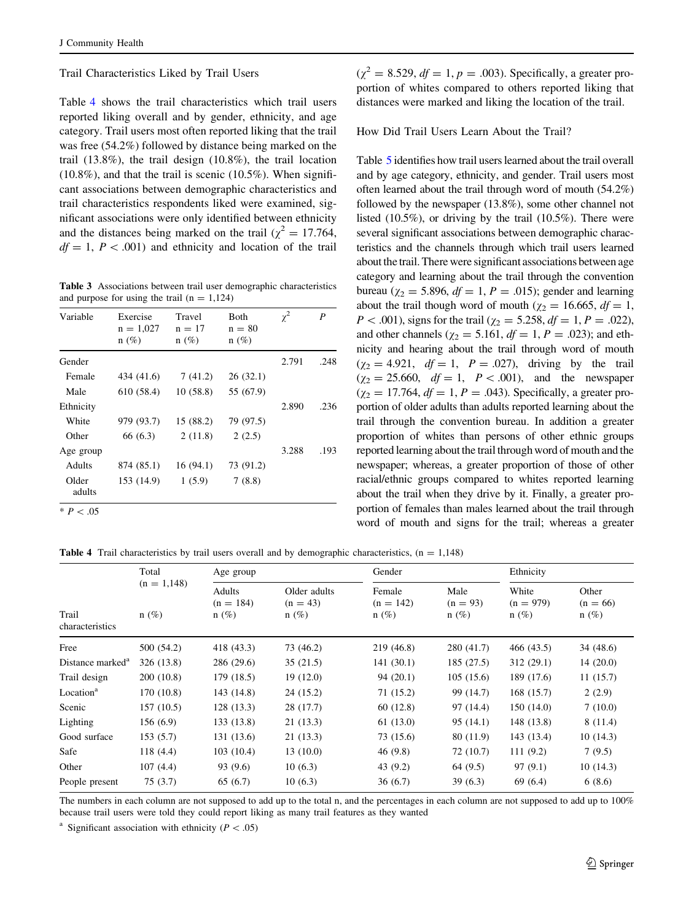### Trail Characteristics Liked by Trail Users

Table 4 shows the trail characteristics which trail users reported liking overall and by gender, ethnicity, and age category. Trail users most often reported liking that the trail was free (54.2%) followed by distance being marked on the trail (13.8%), the trail design (10.8%), the trail location (10.8%), and that the trail is scenic (10.5%). When significant associations between demographic characteristics and trail characteristics respondents liked were examined, significant associations were only identified between ethnicity and the distances being marked on the trail ($\chi^2 = 17.764$, $df = 1$, $P < .001$) and ethnicity and location of the trail ($\chi^2 = 8.529$, $df = 1$, $p = .003$). Specifically, a greater proportion of whites compared to others reported liking that distances were marked and liking the location of the trail.

**Table 3** Associations between trail user demographic characteristics and purpose for using the trail (n = 1,124)

| Variable | Exercise n = 1,027 n (%) | Travel n = 17 n (%) | Both n = 80 n (%) | $\chi^2$ | P |
|---|---|---|---|---|---|
| Gender | | | | 2.791 | .248 |
| Female | 434 (41.6) | 7 (41.2) | 26 (32.1) | | |
| Male | 610 (58.4) | 10 (58.8) | 55 (67.9) | | |
| Ethnicity | | | | 2.890 | .236 |
| White | 979 (93.7) | 15 (88.2) | 79 (97.5) | | |
| Other | 66 (6.3) | 2 (11.8) | 2 (2.5) | | |
| Age group | | | | 3.288 | .193 |
| Adults | 874 (85.1) | 16 (94.1) | 73 (91.2) | | |
| Older adults | 153 (14.9) | 1 (5.9) | 7 (8.8) | | |

\* $P < .05$

### How Did Trail Users Learn About the Trail?

Table 5 identifies how trail users learned about the trail overall and by age category, ethnicity, and gender. Trail users most often learned about the trail through word of mouth (54.2%) followed by the newspaper (13.8%), some other channel not listed (10.5%), or driving by the trail (10.5%). There were several significant associations between demographic characteristics and the channels through which trail users learned about the trail. There were significant associations between age category and learning about the trail through the convention bureau ($\chi_2 = 5.896$, $df = 1$, $P = .015$); gender and learning about the trail though word of mouth ($\chi_2 = 16.665$, $df = 1$, $P < .001$), signs for the trail ($\chi_2 = 5.258$, $df = 1$, $P = .022$), and other channels ($\chi_2 = 5.161$, $df = 1$, $P = .023$); and ethnicity and hearing about the trail through word of mouth ($\chi_2 = 4.921$, $df = 1$, $P = .027$), driving by the trail ($\chi_2 = 25.660$, $df = 1$, $P < .001$), and the newspaper ($\chi_2 = 17.764$, $df = 1$, $P = .043$). Specifically, a greater proportion of older adults than adults reported learning about the trail through the convention bureau. In addition a greater proportion of whites than persons of other ethnic groups reported learning about the trail through word of mouth and the newspaper; whereas, a greater proportion of those of other racial/ethnic groups compared to whites reported learning about the trail when they drive by it. Finally, a greater proportion of females than males learned about the trail through word of mouth and signs for the trail; whereas a greater

**Table 4** Trail characteristics by trail users overall and by demographic characteristics, (n = 1,148)

| Trail characteristics | Total (n = 1,148) | Age group | | Gender | | Ethnicity | |
|---|---|---|---|---|---|---|---|
| | | Adults (n = 184) | Older adults (n = 43) | Female (n = 142) | Male (n = 93) | White (n = 979) | Other (n = 66) |
| | n (%) | n (%) | n (%) | n (%) | n (%) | n (%) | n (%) |
| Free | 500 (54.2) | 418 (43.3) | 73 (46.2) | 219 (46.8) | 280 (41.7) | 466 (43.5) | 34 (48.6) |
| Distance marked[a] | 326 (13.8) | 286 (29.6) | 35 (21.5) | 141 (30.1) | 185 (27.5) | 312 (29.1) | 14 (20.0) |
| Trail design | 200 (10.8) | 179 (18.5) | 19 (12.0) | 94 (20.1) | 105 (15.6) | 189 (17.6) | 11 (15.7) |
| Location[a] | 170 (10.8) | 143 (14.8) | 24 (15.2) | 71 (15.2) | 99 (14.7) | 168 (15.7) | 2 (2.9) |
| Scenic | 157 (10.5) | 128 (13.3) | 28 (17.7) | 60 (12.8) | 97 (14.4) | 150 (14.0) | 7 (10.0) |
| Lighting | 156 (6.9) | 133 (13.8) | 21 (13.3) | 61 (13.0) | 95 (14.1) | 148 (13.8) | 8 (11.4) |
| Good surface | 153 (5.7) | 131 (13.6) | 21 (13.3) | 73 (15.6) | 80 (11.9) | 143 (13.4) | 10 (14.3) |
| Safe | 118 (4.4) | 103 (10.4) | 13 (10.0) | 46 (9.8) | 72 (10.7) | 111 (9.2) | 7 (9.5) |
| Other | 107 (4.4) | 93 (9.6) | 10 (6.3) | 43 (9.2) | 64 (9.5) | 97 (9.1) | 10 (14.3) |
| People present | 75 (3.7) | 65 (6.7) | 10 (6.3) | 36 (6.7) | 39 (6.3) | 69 (6.4) | 6 (8.6) |

The numbers in each column are not supposed to add up to the total n, and the percentages in each column are not supposed to add up to 100% because trail users were told they could report liking as many trail features as they wanted

[a] Significant association with ethnicity ($P < .05$)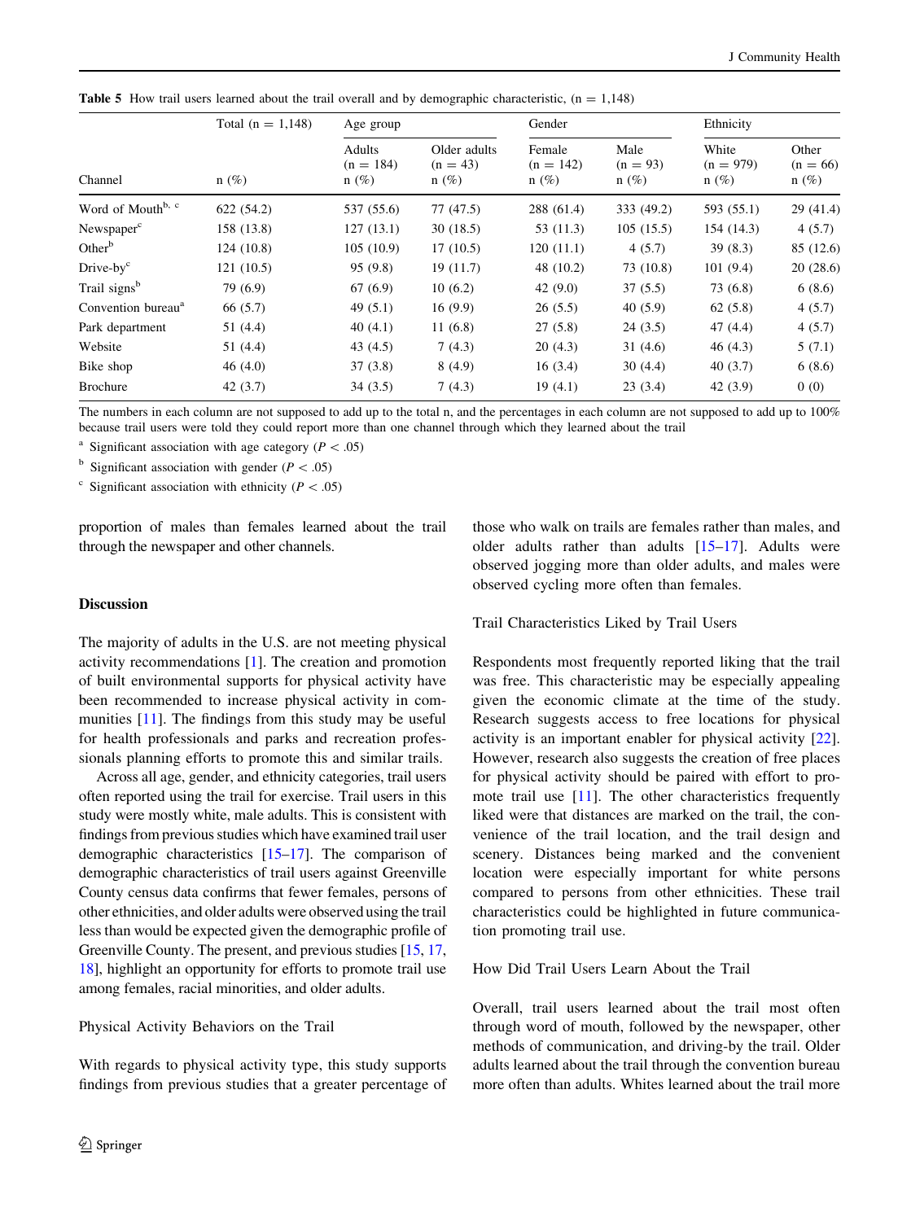**Table 5** How trail users learned about the trail overall and by demographic characteristic, (n = 1,148)

| Channel | Total (n = 1,148) | Age group | | Gender | | Ethnicity | |
|---|---|---|---|---|---|---|---|
| | n (%) | Adults (n = 184) n (%) | Older adults (n = 43) n (%) | Female (n = 142) n (%) | Male (n = 93) n (%) | White (n = 979) n (%) | Other (n = 66) n (%) |
| Word of Mouth[b, c] | 622 (54.2) | 537 (55.6) | 77 (47.5) | 288 (61.4) | 333 (49.2) | 593 (55.1) | 29 (41.4) |
| Newspaper[c] | 158 (13.8) | 127 (13.1) | 30 (18.5) | 53 (11.3) | 105 (15.5) | 154 (14.3) | 4 (5.7) |
| Other[b] | 124 (10.8) | 105 (10.9) | 17 (10.5) | 120 (11.1) | 4 (5.7) | 39 (8.3) | 85 (12.6) |
| Drive-by[c] | 121 (10.5) | 95 (9.8) | 19 (11.7) | 48 (10.2) | 73 (10.8) | 101 (9.4) | 20 (28.6) |
| Trail signs[b] | 79 (6.9) | 67 (6.9) | 10 (6.2) | 42 (9.0) | 37 (5.5) | 73 (6.8) | 6 (8.6) |
| Convention bureau[a] | 66 (5.7) | 49 (5.1) | 16 (9.9) | 26 (5.5) | 40 (5.9) | 62 (5.8) | 4 (5.7) |
| Park department | 51 (4.4) | 40 (4.1) | 11 (6.8) | 27 (5.8) | 24 (3.5) | 47 (4.4) | 4 (5.7) |
| Website | 51 (4.4) | 43 (4.5) | 7 (4.3) | 20 (4.3) | 31 (4.6) | 46 (4.3) | 5 (7.1) |
| Bike shop | 46 (4.0) | 37 (3.8) | 8 (4.9) | 16 (3.4) | 30 (4.4) | 40 (3.7) | 6 (8.6) |
| Brochure | 42 (3.7) | 34 (3.5) | 7 (4.3) | 19 (4.1) | 23 (3.4) | 42 (3.9) | 0 (0) |

The numbers in each column are not supposed to add up to the total n, and the percentages in each column are not supposed to add up to 100% because trail users were told they could report more than one channel through which they learned about the trail

[a] Significant association with age category ($P < .05$)

[b] Significant association with gender ($P < .05$)

[c] Significant association with ethnicity ($P < .05$)

proportion of males than females learned about the trail through the newspaper and other channels.

## Discussion

The majority of adults in the U.S. are not meeting physical activity recommendations [1]. The creation and promotion of built environmental supports for physical activity have been recommended to increase physical activity in communities [11]. The findings from this study may be useful for health professionals and parks and recreation professionals planning efforts to promote this and similar trails.

Across all age, gender, and ethnicity categories, trail users often reported using the trail for exercise. Trail users in this study were mostly white, male adults. This is consistent with findings from previous studies which have examined trail user demographic characteristics [15–17]. The comparison of demographic characteristics of trail users against Greenville County census data confirms that fewer females, persons of other ethnicities, and older adults were observed using the trail less than would be expected given the demographic profile of Greenville County. The present, and previous studies [15, 17, 18], highlight an opportunity for efforts to promote trail use among females, racial minorities, and older adults.

### Physical Activity Behaviors on the Trail

With regards to physical activity type, this study supports findings from previous studies that a greater percentage of those who walk on trails are females rather than males, and older adults rather than adults [15–17]. Adults were observed jogging more than older adults, and males were observed cycling more often than females.

### Trail Characteristics Liked by Trail Users

Respondents most frequently reported liking that the trail was free. This characteristic may be especially appealing given the economic climate at the time of the study. Research suggests access to free locations for physical activity is an important enabler for physical activity [22]. However, research also suggests the creation of free places for physical activity should be paired with effort to promote trail use [11]. The other characteristics frequently liked were that distances are marked on the trail, the convenience of the trail location, and the trail design and scenery. Distances being marked and the convenient location were especially important for white persons compared to persons from other ethnicities. These trail characteristics could be highlighted in future communication promoting trail use.

### How Did Trail Users Learn About the Trail

Overall, trail users learned about the trail most often through word of mouth, followed by the newspaper, other methods of communication, and driving-by the trail. Older adults learned about the trail through the convention bureau more often than adults. Whites learned about the trail more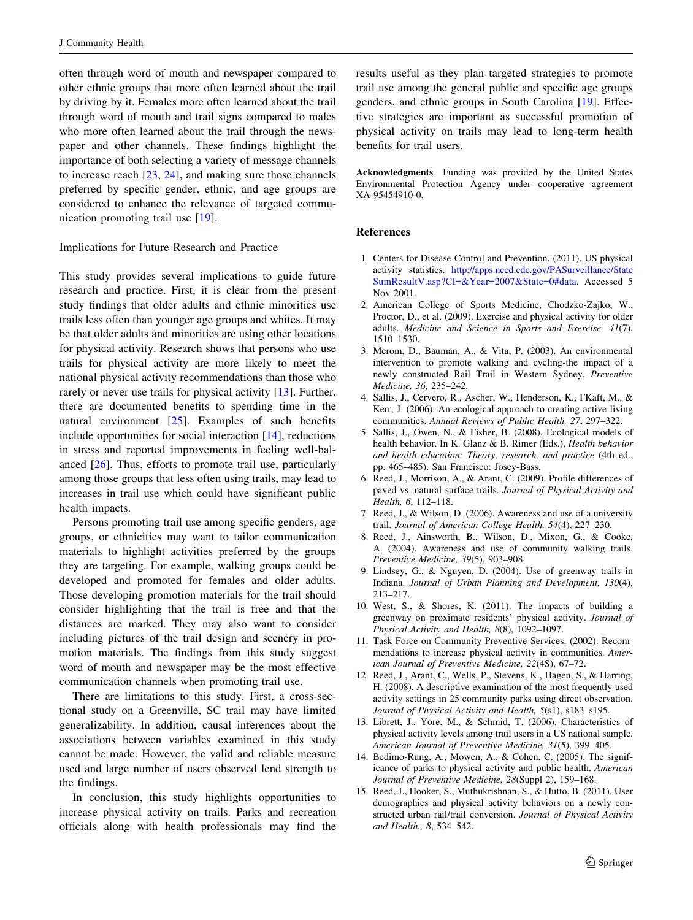often through word of mouth and newspaper compared to other ethnic groups that more often learned about the trail by driving by it. Females more often learned about the trail through word of mouth and trail signs compared to males who more often learned about the trail through the newspaper and other channels. These findings highlight the importance of both selecting a variety of message channels to increase reach [23, 24], and making sure those channels preferred by specific gender, ethnic, and age groups are considered to enhance the relevance of targeted communication promoting trail use [19].

### Implications for Future Research and Practice

This study provides several implications to guide future research and practice. First, it is clear from the present study findings that older adults and ethnic minorities use trails less often than younger age groups and whites. It may be that older adults and minorities are using other locations for physical activity. Research shows that persons who use trails for physical activity are more likely to meet the national physical activity recommendations than those who rarely or never use trails for physical activity [13]. Further, there are documented benefits to spending time in the natural environment [25]. Examples of such benefits include opportunities for social interaction [14], reductions in stress and reported improvements in feeling well-balanced [26]. Thus, efforts to promote trail use, particularly among those groups that less often using trails, may lead to increases in trail use which could have significant public health impacts.

Persons promoting trail use among specific genders, age groups, or ethnicities may want to tailor communication materials to highlight activities preferred by the groups they are targeting. For example, walking groups could be developed and promoted for females and older adults. Those developing promotion materials for the trail should consider highlighting that the trail is free and that the distances are marked. They may also want to consider including pictures of the trail design and scenery in promotion materials. The findings from this study suggest word of mouth and newspaper may be the most effective communication channels when promoting trail use.

There are limitations to this study. First, a cross-sectional study on a Greenville, SC trail may have limited generalizability. In addition, causal inferences about the associations between variables examined in this study cannot be made. However, the valid and reliable measure used and large number of users observed lend strength to the findings.

In conclusion, this study highlights opportunities to increase physical activity on trails. Parks and recreation officials along with health professionals may find the results useful as they plan targeted strategies to promote trail use among the general public and specific age groups genders, and ethnic groups in South Carolina [19]. Effective strategies are important as successful promotion of physical activity on trails may lead to long-term health benefits for trail users.

**Acknowledgments** Funding was provided by the United States Environmental Protection Agency under cooperative agreement XA-95454910-0.

## References

1. Centers for Disease Control and Prevention. (2011). US physical activity statistics. http://apps.nccd.cdc.gov/PASurveillance/StateSumResultV.asp?CI=&Year=2007&State=0#data. Accessed 5 Nov 2001.
2. American College of Sports Medicine, Chodzko-Zajko, W., Proctor, D., et al. (2009). Exercise and physical activity for older adults. *Medicine and Science in Sports and Exercise, 41*(7), 1510–1530.
3. Merom, D., Bauman, A., & Vita, P. (2003). An environmental intervention to promote walking and cycling-the impact of a newly constructed Rail Trail in Western Sydney. *Preventive Medicine, 36*, 235–242.
4. Sallis, J., Cervero, R., Ascher, W., Henderson, K., FKaft, M., & Kerr, J. (2006). An ecological approach to creating active living communities. *Annual Reviews of Public Health, 27*, 297–322.
5. Sallis, J., Owen, N., & Fisher, B. (2008). Ecological models of health behavior. In K. Glanz & B. Rimer (Eds.), *Health behavior and health education: Theory, research, and practice* (4th ed., pp. 465–485). San Francisco: Josey-Bass.
6. Reed, J., Morrison, A., & Arant, C. (2009). Profile differences of paved vs. natural surface trails. *Journal of Physical Activity and Health, 6*, 112–118.
7. Reed, J., & Wilson, D. (2006). Awareness and use of a university trail. *Journal of American College Health, 54*(4), 227–230.
8. Reed, J., Ainsworth, B., Wilson, D., Mixon, G., & Cooke, A. (2004). Awareness and use of community walking trails. *Preventive Medicine, 39*(5), 903–908.
9. Lindsey, G., & Nguyen, D. (2004). Use of greenway trails in Indiana. *Journal of Urban Planning and Development, 130*(4), 213–217.
10. West, S., & Shores, K. (2011). The impacts of building a greenway on proximate residents' physical activity. *Journal of Physical Activity and Health, 8*(8), 1092–1097.
11. Task Force on Community Preventive Services. (2002). Recommendations to increase physical activity in communities. *American Journal of Preventive Medicine, 22*(4S), 67–72.
12. Reed, J., Arant, C., Wells, P., Stevens, K., Hagen, S., & Harring, H. (2008). A descriptive examination of the most frequently used activity settings in 25 community parks using direct observation. *Journal of Physical Activity and Health, 5*(s1), s183–s195.
13. Librett, J., Yore, M., & Schmid, T. (2006). Characteristics of physical activity levels among trail users in a US national sample. *American Journal of Preventive Medicine, 31*(5), 399–405.
14. Bedimo-Rung, A., Mowen, A., & Cohen, C. (2005). The significance of parks to physical activity and public health. *American Journal of Preventive Medicine, 28*(Suppl 2), 159–168.
15. Reed, J., Hooker, S., Muthukrishnan, S., & Hutto, B. (2011). User demographics and physical activity behaviors on a newly constructed urban rail/trail conversion. *Journal of Physical Activity and Health., 8*, 534–542.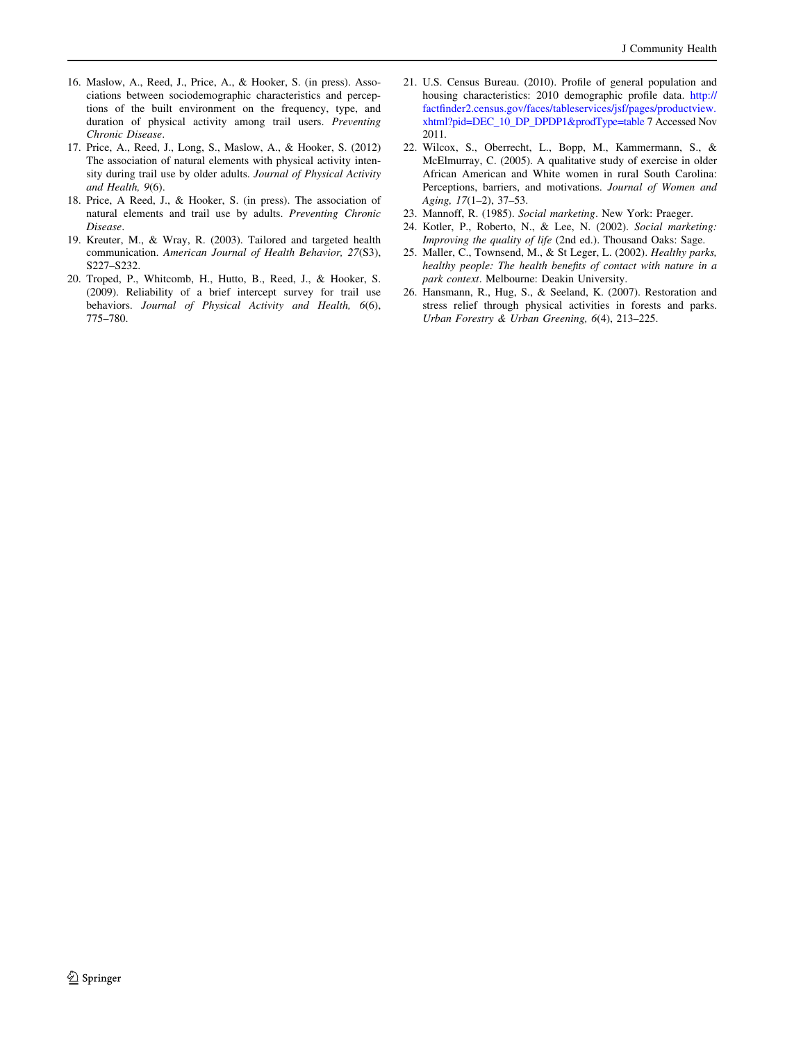16. Maslow, A., Reed, J., Price, A., & Hooker, S. (in press). Associations between sociodemographic characteristics and perceptions of the built environment on the frequency, type, and duration of physical activity among trail users. *Preventing Chronic Disease*.
17. Price, A., Reed, J., Long, S., Maslow, A., & Hooker, S. (2012) The association of natural elements with physical activity intensity during trail use by older adults. *Journal of Physical Activity and Health, 9*(6).
18. Price, A Reed, J., & Hooker, S. (in press). The association of natural elements and trail use by adults. *Preventing Chronic Disease*.
19. Kreuter, M., & Wray, R. (2003). Tailored and targeted health communication. *American Journal of Health Behavior, 27*(S3), S227–S232.
20. Troped, P., Whitcomb, H., Hutto, B., Reed, J., & Hooker, S. (2009). Reliability of a brief intercept survey for trail use behaviors. *Journal of Physical Activity and Health, 6*(6), 775–780.
21. U.S. Census Bureau. (2010). Profile of general population and housing characteristics: 2010 demographic profile data. http://factfinder2.census.gov/faces/tableservices/jsf/pages/productview.xhtml?pid=DEC_10_DP_DPDP1&prodType=table 7 Accessed Nov 2011.
22. Wilcox, S., Oberrecht, L., Bopp, M., Kammermann, S., & McElmurray, C. (2005). A qualitative study of exercise in older African American and White women in rural South Carolina: Perceptions, barriers, and motivations. *Journal of Women and Aging, 17*(1–2), 37–53.
23. Mannoff, R. (1985). *Social marketing*. New York: Praeger.
24. Kotler, P., Roberto, N., & Lee, N. (2002). *Social marketing: Improving the quality of life* (2nd ed.). Thousand Oaks: Sage.
25. Maller, C., Townsend, M., & St Leger, L. (2002). *Healthy parks, healthy people: The health benefits of contact with nature in a park context*. Melbourne: Deakin University.
26. Hansmann, R., Hug, S., & Seeland, K. (2007). Restoration and stress relief through physical activities in forests and parks. *Urban Forestry & Urban Greening, 6*(4), 213–225.